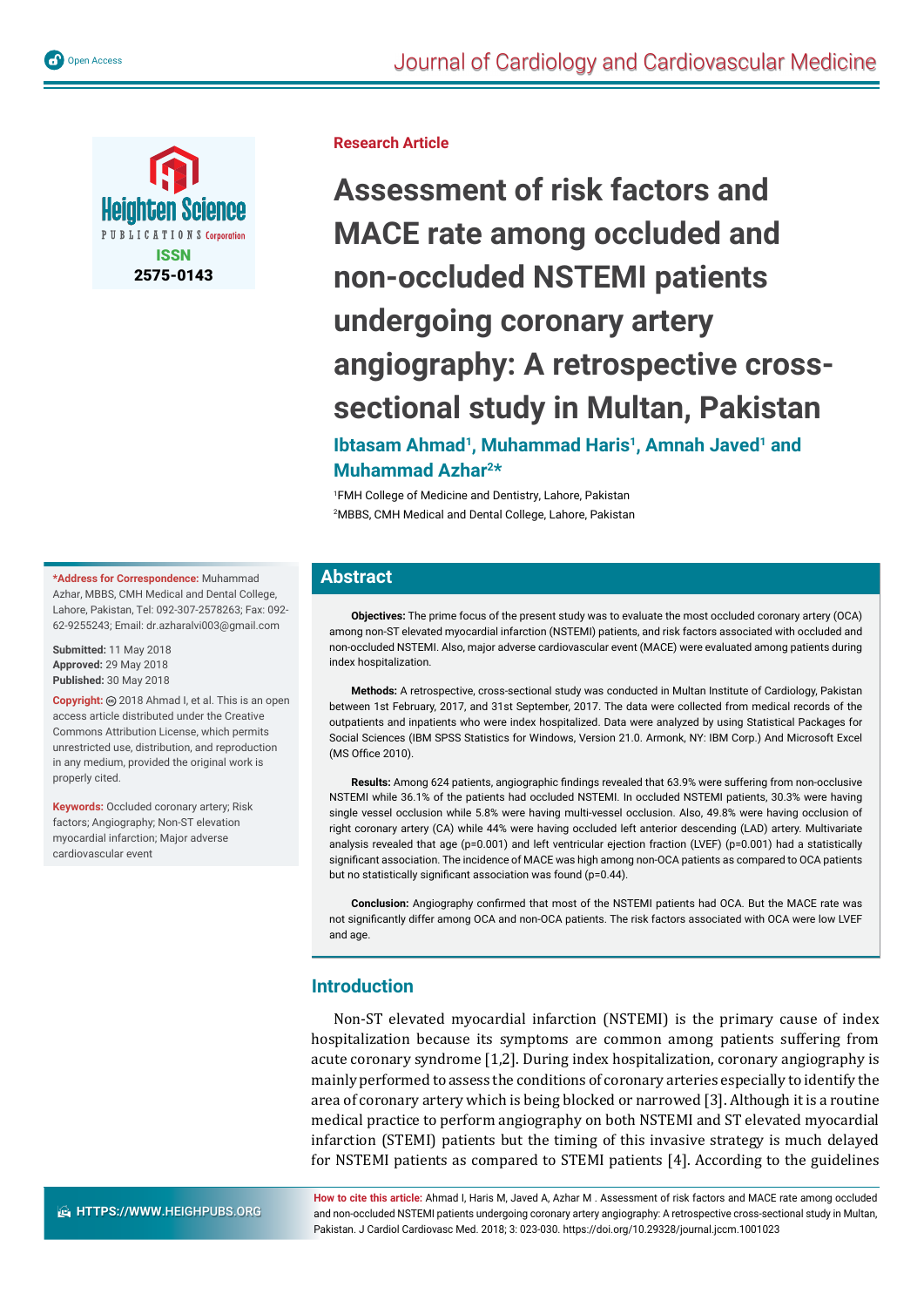Research Article

# Assessment of risk factors and MACE rate among occluded and non-occluded NSTEMI patients undergoing coronary artery angiography: A retrospective cross-sectional study in Multan, Pakistan

**Ibtasam Ahmad[1], Muhammad Haris[1], Amnah Javed[1] and Muhammad Azhar[2]***

[1]FMH College of Medicine and Dentistry, Lahore, Pakistan
[2]MBBS, CMH Medical and Dental College, Lahore, Pakistan

**\*Address for Correspondence:** Muhammad Azhar, MBBS, CMH Medical and Dental College, Lahore, Pakistan, Tel: 092-307-2578263; Fax: 092-62-9255243; Email: dr.azharalvi003@gmail.com

**Submitted:** 11 May 2018
**Approved:** 29 May 2018
**Published:** 30 May 2018

**Copyright:** © 2018 Ahmad I, et al. This is an open access article distributed under the Creative Commons Attribution License, which permits unrestricted use, distribution, and reproduction in any medium, provided the original work is properly cited.

**Keywords:** Occluded coronary artery; Risk factors; Angiography; Non-ST elevation myocardial infarction; Major adverse cardiovascular event

## Abstract

**Objectives:** The prime focus of the present study was to evaluate the most occluded coronary artery (OCA) among non-ST elevated myocardial infarction (NSTEMI) patients, and risk factors associated with occluded and non-occluded NSTEMI. Also, major adverse cardiovascular event (MACE) were evaluated among patients during index hospitalization.

**Methods:** A retrospective, cross-sectional study was conducted in Multan Institute of Cardiology, Pakistan between 1st February, 2017, and 31st September, 2017. The data were collected from medical records of the outpatients and inpatients who were index hospitalized. Data were analyzed by using Statistical Packages for Social Sciences (IBM SPSS Statistics for Windows, Version 21.0. Armonk, NY: IBM Corp.) And Microsoft Excel (MS Office 2010).

**Results:** Among 624 patients, angiographic findings revealed that 63.9% were suffering from non-occlusive NSTEMI while 36.1% of the patients had occluded NSTEMI. In occluded NSTEMI patients, 30.3% were having single vessel occlusion while 5.8% were having multi-vessel occlusion. Also, 49.8% were having occlusion of right coronary artery (CA) while 44% were having occluded left anterior descending (LAD) artery. Multivariate analysis revealed that age (p=0.001) and left ventricular ejection fraction (LVEF) (p=0.001) had a statistically significant association. The incidence of MACE was high among non-OCA patients as compared to OCA patients but no statistically significant association was found (p=0.44).

**Conclusion:** Angiography confirmed that most of the NSTEMI patients had OCA. But the MACE rate was not significantly differ among OCA and non-OCA patients. The risk factors associated with OCA were low LVEF and age.

## Introduction

Non-ST elevated myocardial infarction (NSTEMI) is the primary cause of index hospitalization because its symptoms are common among patients suffering from acute coronary syndrome [1,2]. During index hospitalization, coronary angiography is mainly performed to assess the conditions of coronary arteries especially to identify the area of coronary artery which is being blocked or narrowed [3]. Although it is a routine medical practice to perform angiography on both NSTEMI and ST elevated myocardial infarction (STEMI) patients but the timing of this invasive strategy is much delayed for NSTEMI patients as compared to STEMI patients [4]. According to the guidelines

**How to cite this article:** Ahmad I, Haris M, Javed A, Azhar M . Assessment of risk factors and MACE rate among occluded and non-occluded NSTEMI patients undergoing coronary artery angiography: A retrospective cross-sectional study in Multan, Pakistan. J Cardiol Cardiovasc Med. 2018; 3: 023-030. https://doi.org/10.29328/journal.jccm.1001023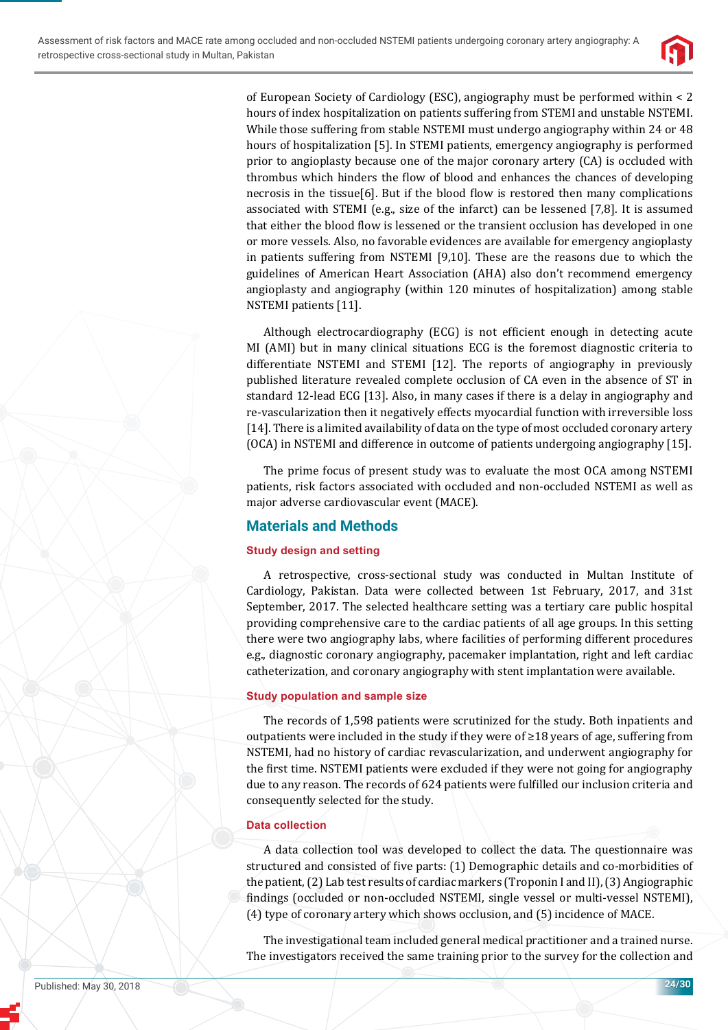of European Society of Cardiology (ESC), angiography must be performed within < 2 hours of index hospitalization on patients suffering from STEMI and unstable NSTEMI. While those suffering from stable NSTEMI must undergo angiography within 24 or 48 hours of hospitalization [5]. In STEMI patients, emergency angiography is performed prior to angioplasty because one of the major coronary artery (CA) is occluded with thrombus which hinders the flow of blood and enhances the chances of developing necrosis in the tissue[6]. But if the blood flow is restored then many complications associated with STEMI (e.g., size of the infarct) can be lessened [7,8]. It is assumed that either the blood flow is lessened or the transient occlusion has developed in one or more vessels. Also, no favorable evidences are available for emergency angioplasty in patients suffering from NSTEMI [9,10]. These are the reasons due to which the guidelines of American Heart Association (AHA) also don't recommend emergency angioplasty and angiography (within 120 minutes of hospitalization) among stable NSTEMI patients [11].

Although electrocardiography (ECG) is not efficient enough in detecting acute MI (AMI) but in many clinical situations ECG is the foremost diagnostic criteria to differentiate NSTEMI and STEMI [12]. The reports of angiography in previously published literature revealed complete occlusion of CA even in the absence of ST in standard 12-lead ECG [13]. Also, in many cases if there is a delay in angiography and re-vascularization then it negatively effects myocardial function with irreversible loss [14]. There is a limited availability of data on the type of most occluded coronary artery (OCA) in NSTEMI and difference in outcome of patients undergoing angiography [15].

The prime focus of present study was to evaluate the most OCA among NSTEMI patients, risk factors associated with occluded and non-occluded NSTEMI as well as major adverse cardiovascular event (MACE).

## Materials and Methods

### Study design and setting

A retrospective, cross-sectional study was conducted in Multan Institute of Cardiology, Pakistan. Data were collected between 1st February, 2017, and 31st September, 2017. The selected healthcare setting was a tertiary care public hospital providing comprehensive care to the cardiac patients of all age groups. In this setting there were two angiography labs, where facilities of performing different procedures e.g., diagnostic coronary angiography, pacemaker implantation, right and left cardiac catheterization, and coronary angiography with stent implantation were available.

### Study population and sample size

The records of 1,598 patients were scrutinized for the study. Both inpatients and outpatients were included in the study if they were of ≥18 years of age, suffering from NSTEMI, had no history of cardiac revascularization, and underwent angiography for the first time. NSTEMI patients were excluded if they were not going for angiography due to any reason. The records of 624 patients were fulfilled our inclusion criteria and consequently selected for the study.

### Data collection

A data collection tool was developed to collect the data. The questionnaire was structured and consisted of five parts: (1) Demographic details and co-morbidities of the patient, (2) Lab test results of cardiac markers (Troponin I and II), (3) Angiographic findings (occluded or non-occluded NSTEMI, single vessel or multi-vessel NSTEMI), (4) type of coronary artery which shows occlusion, and (5) incidence of MACE.

The investigational team included general medical practitioner and a trained nurse. The investigators received the same training prior to the survey for the collection and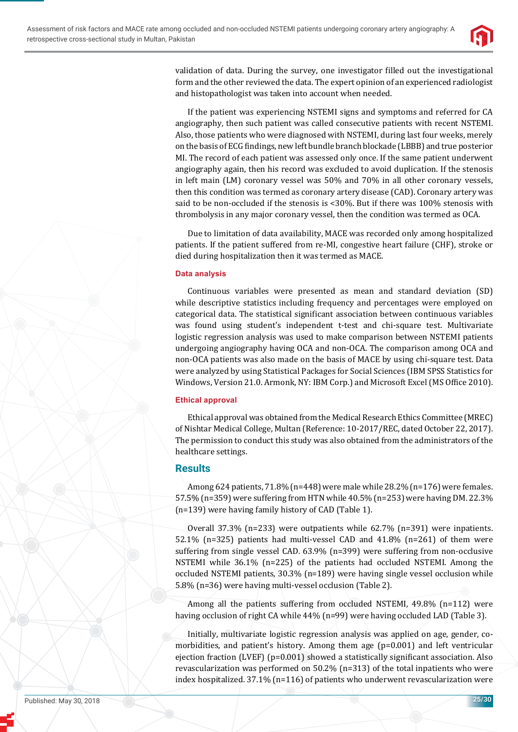validation of data. During the survey, one investigator filled out the investigational form and the other reviewed the data. The expert opinion of an experienced radiologist and histopathologist was taken into account when needed.

If the patient was experiencing NSTEMI signs and symptoms and referred for CA angiography, then such patient was called consecutive patients with recent NSTEMI. Also, those patients who were diagnosed with NSTEMI, during last four weeks, merely on the basis of ECG findings, new left bundle branch blockade (LBBB) and true posterior MI. The record of each patient was assessed only once. If the same patient underwent angiography again, then his record was excluded to avoid duplication. If the stenosis in left main (LM) coronary vessel was 50% and 70% in all other coronary vessels, then this condition was termed as coronary artery disease (CAD). Coronary artery was said to be non-occluded if the stenosis is <30%. But if there was 100% stenosis with thrombolysis in any major coronary vessel, then the condition was termed as OCA.

Due to limitation of data availability, MACE was recorded only among hospitalized patients. If the patient suffered from re-MI, congestive heart failure (CHF), stroke or died during hospitalization then it was termed as MACE.

### Data analysis

Continuous variables were presented as mean and standard deviation (SD) while descriptive statistics including frequency and percentages were employed on categorical data. The statistical significant association between continuous variables was found using student's independent t-test and chi-square test. Multivariate logistic regression analysis was used to make comparison between NSTEMI patients undergoing angiography having OCA and non-OCA. The comparison among OCA and non-OCA patients was also made on the basis of MACE by using chi-square test. Data were analyzed by using Statistical Packages for Social Sciences (IBM SPSS Statistics for Windows, Version 21.0. Armonk, NY: IBM Corp.) and Microsoft Excel (MS Office 2010).

### Ethical approval

Ethical approval was obtained from the Medical Research Ethics Committee (MREC) of Nishtar Medical College, Multan (Reference: 10-2017/REC, dated October 22, 2017). The permission to conduct this study was also obtained from the administrators of the healthcare settings.

## Results

Among 624 patients, 71.8% (n=448) were male while 28.2% (n=176) were females. 57.5% (n=359) were suffering from HTN while 40.5% (n=253) were having DM. 22.3% (n=139) were having family history of CAD (Table 1).

Overall 37.3% (n=233) were outpatients while 62.7% (n=391) were inpatients. 52.1% (n=325) patients had multi-vessel CAD and 41.8% (n=261) of them were suffering from single vessel CAD. 63.9% (n=399) were suffering from non-occlusive NSTEMI while 36.1% (n=225) of the patients had occluded NSTEMI. Among the occluded NSTEMI patients, 30.3% (n=189) were having single vessel occlusion while 5.8% (n=36) were having multi-vessel occlusion (Table 2).

Among all the patients suffering from occluded NSTEMI, 49.8% (n=112) were having occlusion of right CA while 44% (n=99) were having occluded LAD (Table 3).

Initially, multivariate logistic regression analysis was applied on age, gender, co-morbidities, and patient's history. Among them age (p=0.001) and left ventricular ejection fraction (LVEF) (p=0.001) showed a statistically significant association. Also revascularization was performed on 50.2% (n=313) of the total inpatients who were index hospitalized. 37.1% (n=116) of patients who underwent revascularization were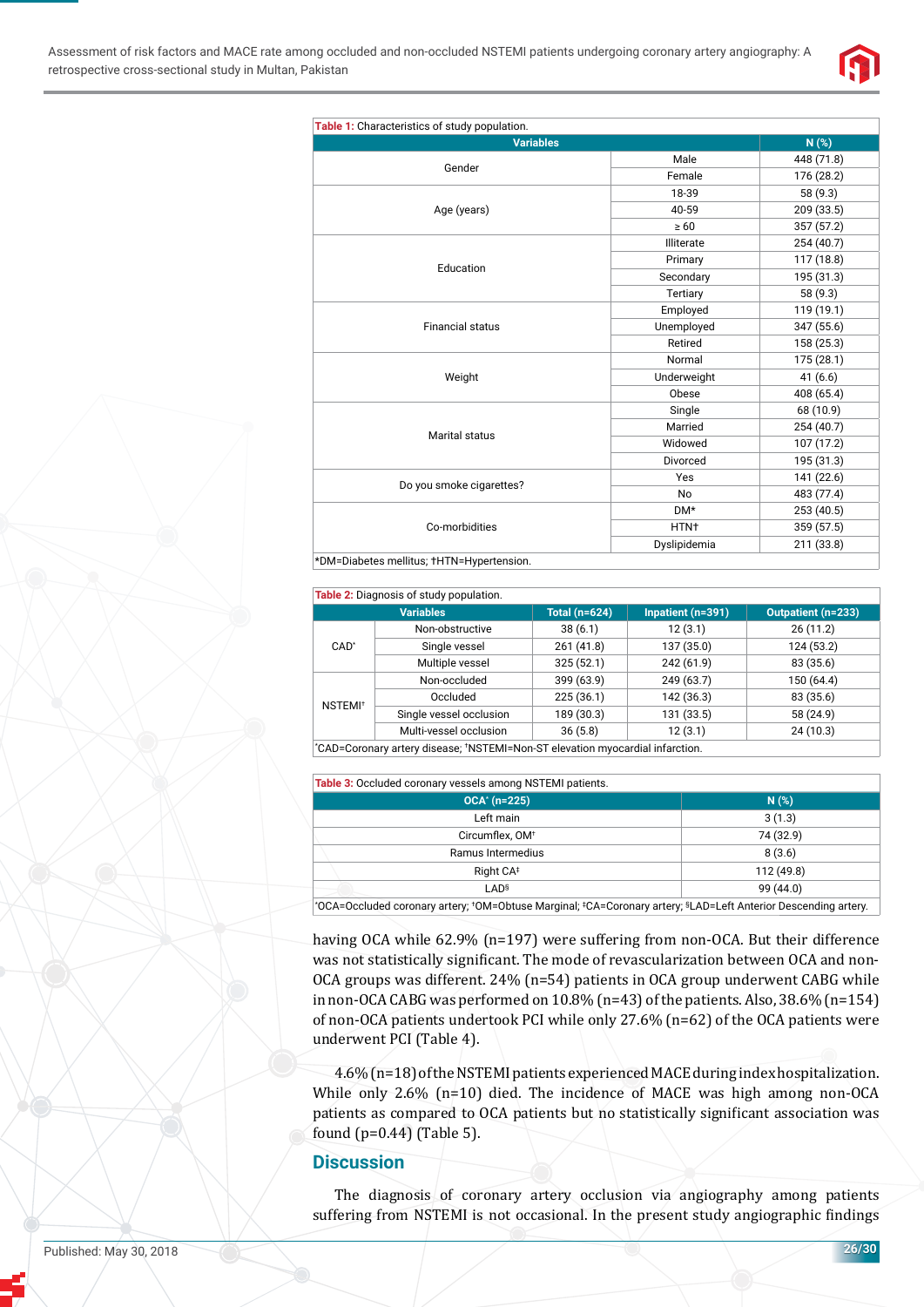Table 1: Characteristics of study population.

| Variables | | N (%) |
|---|---|---|
| Gender | Male | 448 (71.8) |
| | Female | 176 (28.2) |
| Age (years) | 18-39 | 58 (9.3) |
| | 40-59 | 209 (33.5) |
| | ≥ 60 | 357 (57.2) |
| Education | Illiterate | 254 (40.7) |
| | Primary | 117 (18.8) |
| | Secondary | 195 (31.3) |
| | Tertiary | 58 (9.3) |
| Financial status | Employed | 119 (19.1) |
| | Unemployed | 347 (55.6) |
| | Retired | 158 (25.3) |
| Weight | Normal | 175 (28.1) |
| | Underweight | 41 (6.6) |
| | Obese | 408 (65.4) |
| Marital status | Single | 68 (10.9) |
| | Married | 254 (40.7) |
| | Widowed | 107 (17.2) |
| | Divorced | 195 (31.3) |
| Do you smoke cigarettes? | Yes | 141 (22.6) |
| | No | 483 (77.4) |
| Co-morbidities | DM* | 253 (40.5) |
| | HTN† | 359 (57.5) |
| | Dyslipidemia | 211 (33.8) |

*DM=Diabetes mellitus; †HTN=Hypertension.

Table 2: Diagnosis of study population.

| Variables | | Total (n=624) | Inpatient (n=391) | Outpatient (n=233) |
|---|---|---|---|---|
| CAD* | Non-obstructive | 38 (6.1) | 12 (3.1) | 26 (11.2) |
| | Single vessel | 261 (41.8) | 137 (35.0) | 124 (53.2) |
| | Multiple vessel | 325 (52.1) | 242 (61.9) | 83 (35.6) |
| NSTEMI† | Non-occluded | 399 (63.9) | 249 (63.7) | 150 (64.4) |
| | Occluded | 225 (36.1) | 142 (36.3) | 83 (35.6) |
| | Single vessel occlusion | 189 (30.3) | 131 (33.5) | 58 (24.9) |
| | Multi-vessel occlusion | 36 (5.8) | 12 (3.1) | 24 (10.3) |

*CAD=Coronary artery disease; †NSTEMI=Non-ST elevation myocardial infarction.

Table 3: Occluded coronary vessels among NSTEMI patients.

| OCA* (n=225) | N (%) |
|---|---|
| Left main | 3 (1.3) |
| Circumflex, OM† | 74 (32.9) |
| Ramus Intermedius | 8 (3.6) |
| Right CA‡ | 112 (49.8) |
| LAD§ | 99 (44.0) |

*OCA=Occluded coronary artery; †OM=Obtuse Marginal; ‡CA=Coronary artery; §LAD=Left Anterior Descending artery.

having OCA while 62.9% (n=197) were suffering from non-OCA. But their difference was not statistically significant. The mode of revascularization between OCA and non-OCA groups was different. 24% (n=54) patients in OCA group underwent CABG while in non-OCA CABG was performed on 10.8% (n=43) of the patients. Also, 38.6% (n=154) of non-OCA patients undertook PCI while only 27.6% (n=62) of the OCA patients were underwent PCI (Table 4).

4.6% (n=18) of the NSTEMI patients experienced MACE during index hospitalization. While only 2.6% (n=10) died. The incidence of MACE was high among non-OCA patients as compared to OCA patients but no statistically significant association was found (p=0.44) (Table 5).

## Discussion

The diagnosis of coronary artery occlusion via angiography among patients suffering from NSTEMI is not occasional. In the present study angiographic findings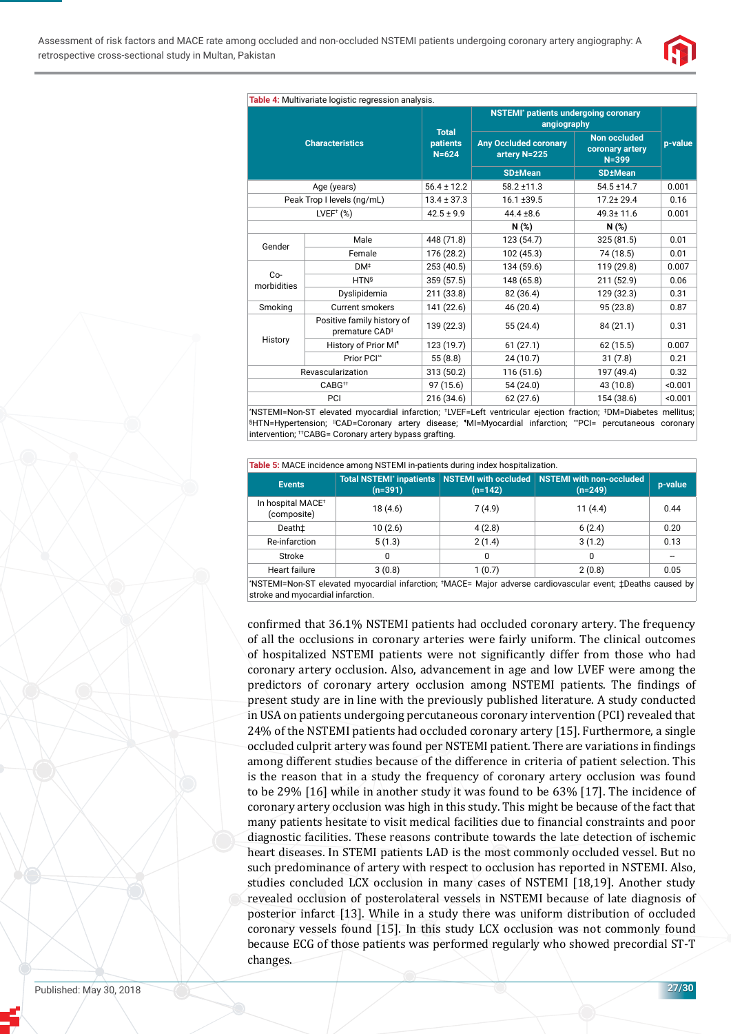**Table 4:** Multivariate logistic regression analysis.

| Characteristics | | Total patients N=624 | NSTEMI* patients undergoing coronary angiography | | p-value |
|---|---|---|---|---|---|
| | | | Any Occluded coronary artery N=225 | Non occluded coronary artery N=399 | |
| | | | SD±Mean | SD±Mean | |
| Age (years) | | 56.4 ± 12.2 | 58.2 ±11.3 | 54.5 ±14.7 | 0.001 |
| Peak Trop I levels (ng/mL) | | 13.4 ± 37.3 | 16.1 ±39.5 | 17.2± 29.4 | 0.16 |
| LVEF† (%) | | 42.5 ± 9.9 | 44.4 ±8.6 | 49.3± 11.6 | 0.001 |
| | | | N (%) | N (%) | |
| Gender | Male | 448 (71.8) | 123 (54.7) | 325 (81.5) | 0.01 |
| | Female | 176 (28.2) | 102 (45.3) | 74 (18.5) | 0.01 |
| Co-morbidities | DM‡ | 253 (40.5) | 134 (59.6) | 119 (29.8) | 0.007 |
| | HTN§ | 359 (57.5) | 148 (65.8) | 211 (52.9) | 0.06 |
| | Dyslipidemia | 211 (33.8) | 82 (36.4) | 129 (32.3) | 0.31 |
| Smoking | Current smokers | 141 (22.6) | 46 (20.4) | 95 (23.8) | 0.87 |
| History | Positive family history of premature CAD‖ | 139 (22.3) | 55 (24.4) | 84 (21.1) | 0.31 |
| | History of Prior MI¶ | 123 (19.7) | 61 (27.1) | 62 (15.5) | 0.007 |
| | Prior PCI** | 55 (8.8) | 24 (10.7) | 31 (7.8) | 0.21 |
| Revascularization | | 313 (50.2) | 116 (51.6) | 197 (49.4) | 0.32 |
| CABG†† | | 97 (15.6) | 54 (24.0) | 43 (10.8) | <0.001 |
| PCI | | 216 (34.6) | 62 (27.6) | 154 (38.6) | <0.001 |

*NSTEMI=Non-ST elevated myocardial infarction; †LVEF=Left ventricular ejection fraction; ‡DM=Diabetes mellitus; §HTN=Hypertension; ‖CAD=Coronary artery disease; ¶MI=Myocardial infarction; **PCI= percutaneous coronary intervention; ††CABG= Coronary artery bypass grafting.

**Table 5:** MACE incidence among NSTEMI in-patients during index hospitalization.

| Events | Total NSTEMI* inpatients (n=391) | NSTEMI with occluded (n=142) | NSTEMI with non-occluded (n=249) | p-value |
|---|---|---|---|---|
| In hospital MACE† (composite) | 18 (4.6) | 7 (4.9) | 11 (4.4) | 0.44 |
| Death‡ | 10 (2.6) | 4 (2.8) | 6 (2.4) | 0.20 |
| Re-infarction | 5 (1.3) | 2 (1.4) | 3 (1.2) | 0.13 |
| Stroke | 0 | 0 | 0 | -- |
| Heart failure | 3 (0.8) | 1 (0.7) | 2 (0.8) | 0.05 |

*NSTEMI=Non-ST elevated myocardial infarction; †MACE= Major adverse cardiovascular event; ‡Deaths caused by stroke and myocardial infarction.

confirmed that 36.1% NSTEMI patients had occluded coronary artery. The frequency of all the occlusions in coronary arteries were fairly uniform. The clinical outcomes of hospitalized NSTEMI patients were not significantly differ from those who had coronary artery occlusion. Also, advancement in age and low LVEF were among the predictors of coronary artery occlusion among NSTEMI patients. The findings of present study are in line with the previously published literature. A study conducted in USA on patients undergoing percutaneous coronary intervention (PCI) revealed that 24% of the NSTEMI patients had occluded coronary artery [15]. Furthermore, a single occluded culprit artery was found per NSTEMI patient. There are variations in findings among different studies because of the difference in criteria of patient selection. This is the reason that in a study the frequency of coronary artery occlusion was found to be 29% [16] while in another study it was found to be 63% [17]. The incidence of coronary artery occlusion was high in this study. This might be because of the fact that many patients hesitate to visit medical facilities due to financial constraints and poor diagnostic facilities. These reasons contribute towards the late detection of ischemic heart diseases. In STEMI patients LAD is the most commonly occluded vessel. But no such predominance of artery with respect to occlusion has reported in NSTEMI. Also, studies concluded LCX occlusion in many cases of NSTEMI [18,19]. Another study revealed occlusion of posterolateral vessels in NSTEMI because of late diagnosis of posterior infarct [13]. While in a study there was uniform distribution of occluded coronary vessels found [15]. In this study LCX occlusion was not commonly found because ECG of those patients was performed regularly who showed precordial ST-T changes.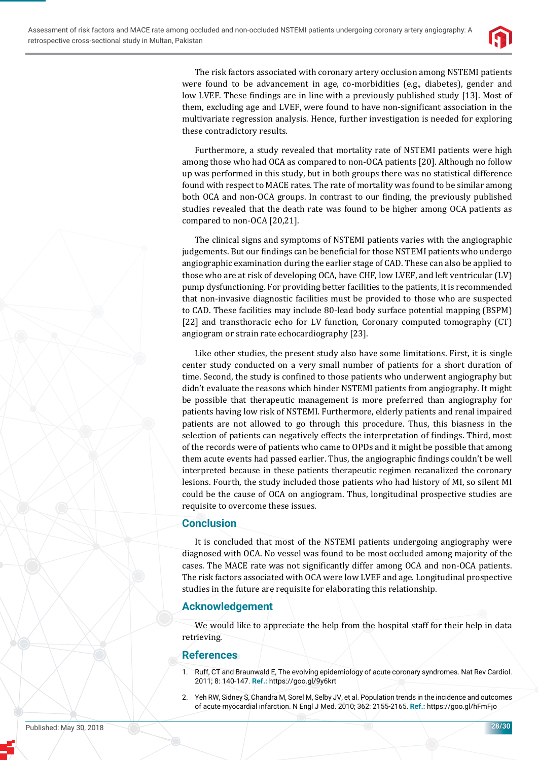The risk factors associated with coronary artery occlusion among NSTEMI patients were found to be advancement in age, co-morbidities (e.g., diabetes), gender and low LVEF. These findings are in line with a previously published study [13]. Most of them, excluding age and LVEF, were found to have non-significant association in the multivariate regression analysis. Hence, further investigation is needed for exploring these contradictory results.

Furthermore, a study revealed that mortality rate of NSTEMI patients were high among those who had OCA as compared to non-OCA patients [20]. Although no follow up was performed in this study, but in both groups there was no statistical difference found with respect to MACE rates. The rate of mortality was found to be similar among both OCA and non-OCA groups. In contrast to our finding, the previously published studies revealed that the death rate was found to be higher among OCA patients as compared to non-OCA [20,21].

The clinical signs and symptoms of NSTEMI patients varies with the angiographic judgements. But our findings can be beneficial for those NSTEMI patients who undergo angiographic examination during the earlier stage of CAD. These can also be applied to those who are at risk of developing OCA, have CHF, low LVEF, and left ventricular (LV) pump dysfunctioning. For providing better facilities to the patients, it is recommended that non-invasive diagnostic facilities must be provided to those who are suspected to CAD. These facilities may include 80-lead body surface potential mapping (BSPM) [22] and transthoracic echo for LV function, Coronary computed tomography (CT) angiogram or strain rate echocardiography [23].

Like other studies, the present study also have some limitations. First, it is single center study conducted on a very small number of patients for a short duration of time. Second, the study is confined to those patients who underwent angiography but didn't evaluate the reasons which hinder NSTEMI patients from angiography. It might be possible that therapeutic management is more preferred than angiography for patients having low risk of NSTEMI. Furthermore, elderly patients and renal impaired patients are not allowed to go through this procedure. Thus, this biasness in the selection of patients can negatively effects the interpretation of findings. Third, most of the records were of patients who came to OPDs and it might be possible that among them acute events had passed earlier. Thus, the angiographic findings couldn't be well interpreted because in these patients therapeutic regimen recanalized the coronary lesions. Fourth, the study included those patients who had history of MI, so silent MI could be the cause of OCA on angiogram. Thus, longitudinal prospective studies are requisite to overcome these issues.

## Conclusion

It is concluded that most of the NSTEMI patients undergoing angiography were diagnosed with OCA. No vessel was found to be most occluded among majority of the cases. The MACE rate was not significantly differ among OCA and non-OCA patients. The risk factors associated with OCA were low LVEF and age. Longitudinal prospective studies in the future are requisite for elaborating this relationship.

## Acknowledgement

We would like to appreciate the help from the hospital staff for their help in data retrieving.

## References

1. Ruff, CT and Braunwald E, The evolving epidemiology of acute coronary syndromes. Nat Rev Cardiol. 2011; 8: 140-147. **Ref.:** https://goo.gl/9y6krt
2. Yeh RW, Sidney S, Chandra M, Sorel M, Selby JV, et al. Population trends in the incidence and outcomes of acute myocardial infarction. N Engl J Med. 2010; 362: 2155-2165. **Ref.:** https://goo.gl/hFmFjo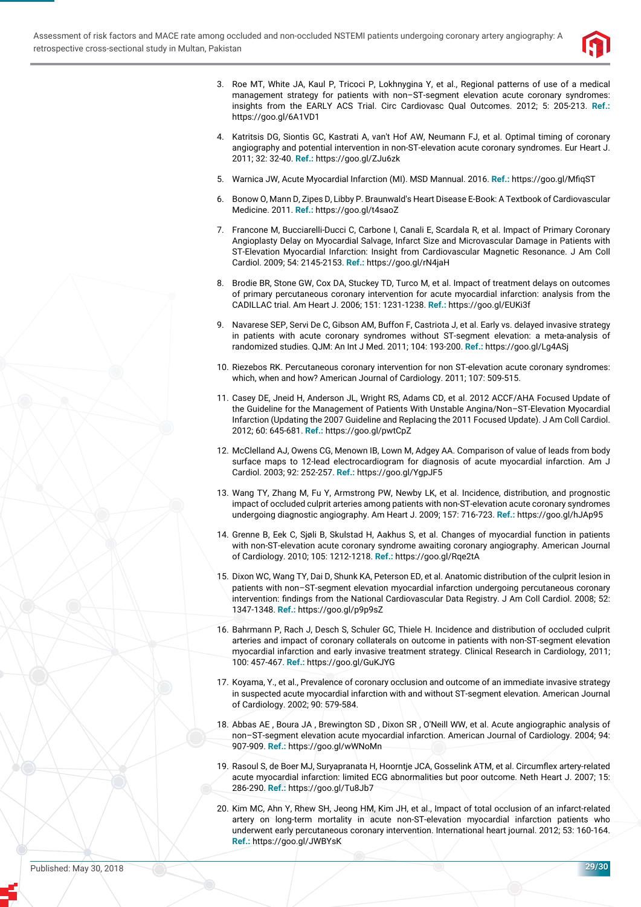3. Roe MT, White JA, Kaul P, Tricoci P, Lokhnygina Y, et al., Regional patterns of use of a medical management strategy for patients with non–ST-segment elevation acute coronary syndromes: insights from the EARLY ACS Trial. Circ Cardiovasc Qual Outcomes. 2012; 5: 205-213. **Ref.:** https://goo.gl/6A1VD1

4. Katritsis DG, Siontis GC, Kastrati A, van't Hof AW, Neumann FJ, et al. Optimal timing of coronary angiography and potential intervention in non-ST-elevation acute coronary syndromes. Eur Heart J. 2011; 32: 32-40. **Ref.:** https://goo.gl/ZJu6zk

5. Warnica JW, Acute Myocardial Infarction (MI). MSD Mannual. 2016. **Ref.:** https://goo.gl/MfiqST

6. Bonow O, Mann D, Zipes D, Libby P. Braunwald's Heart Disease E-Book: A Textbook of Cardiovascular Medicine. 2011. **Ref.:** https://goo.gl/t4saoZ

7. Francone M, Bucciarelli-Ducci C, Carbone I, Canali E, Scardala R, et al. Impact of Primary Coronary Angioplasty Delay on Myocardial Salvage, Infarct Size and Microvascular Damage in Patients with ST-Elevation Myocardial Infarction: Insight from Cardiovascular Magnetic Resonance. J Am Coll Cardiol. 2009; 54: 2145-2153. **Ref.:** https://goo.gl/rN4jaH

8. Brodie BR, Stone GW, Cox DA, Stuckey TD, Turco M, et al. Impact of treatment delays on outcomes of primary percutaneous coronary intervention for acute myocardial infarction: analysis from the CADILLAC trial. Am Heart J. 2006; 151: 1231-1238. **Ref.:** https://goo.gl/EUKi3f

9. Navarese SEP, Servi De C, Gibson AM, Buffon F, Castriota J, et al. Early vs. delayed invasive strategy in patients with acute coronary syndromes without ST-segment elevation: a meta-analysis of randomized studies. QJM: An Int J Med. 2011; 104: 193-200. **Ref.:** https://goo.gl/Lg4ASj

10. Riezebos RK. Percutaneous coronary intervention for non ST-elevation acute coronary syndromes: which, when and how? American Journal of Cardiology. 2011; 107: 509-515.

11. Casey DE, Jneid H, Anderson JL, Wright RS, Adams CD, et al. 2012 ACCF/AHA Focused Update of the Guideline for the Management of Patients With Unstable Angina/Non–ST-Elevation Myocardial Infarction (Updating the 2007 Guideline and Replacing the 2011 Focused Update). J Am Coll Cardiol. 2012; 60: 645-681. **Ref.:** https://goo.gl/pwtCpZ

12. McClelland AJ, Owens CG, Menown IB, Lown M, Adgey AA. Comparison of value of leads from body surface maps to 12-lead electrocardiogram for diagnosis of acute myocardial infarction. Am J Cardiol. 2003; 92: 252-257. **Ref.:** https://goo.gl/YgpJF5

13. Wang TY, Zhang M, Fu Y, Armstrong PW, Newby LK, et al. Incidence, distribution, and prognostic impact of occluded culprit arteries among patients with non-ST-elevation acute coronary syndromes undergoing diagnostic angiography. Am Heart J. 2009; 157: 716-723. **Ref.:** https://goo.gl/hJAp95

14. Grenne B, Eek C, Sjøli B, Skulstad H, Aakhus S, et al. Changes of myocardial function in patients with non-ST-elevation acute coronary syndrome awaiting coronary angiography. American Journal of Cardiology. 2010; 105: 1212-1218. **Ref.:** https://goo.gl/Rqe2tA

15. Dixon WC, Wang TY, Dai D, Shunk KA, Peterson ED, et al. Anatomic distribution of the culprit lesion in patients with non–ST-segment elevation myocardial infarction undergoing percutaneous coronary intervention: findings from the National Cardiovascular Data Registry. J Am Coll Cardiol. 2008; 52: 1347-1348. **Ref.:** https://goo.gl/p9p9sZ

16. Bahrmann P, Rach J, Desch S, Schuler GC, Thiele H. Incidence and distribution of occluded culprit arteries and impact of coronary collaterals on outcome in patients with non-ST-segment elevation myocardial infarction and early invasive treatment strategy. Clinical Research in Cardiology, 2011; 100: 457-467. **Ref.:** https://goo.gl/GuKJYG

17. Koyama, Y., et al., Prevalence of coronary occlusion and outcome of an immediate invasive strategy in suspected acute myocardial infarction with and without ST-segment elevation. American Journal of Cardiology. 2002; 90: 579-584.

18. Abbas AE , Boura JA , Brewington SD , Dixon SR , O'Neill WW, et al. Acute angiographic analysis of non–ST-segment elevation acute myocardial infarction. American Journal of Cardiology. 2004; 94: 907-909. **Ref.:** https://goo.gl/wWNoMn

19. Rasoul S, de Boer MJ, Suryapranata H, Hoorntje JCA, Gosselink ATM, et al. Circumflex artery-related acute myocardial infarction: limited ECG abnormalities but poor outcome. Neth Heart J. 2007; 15: 286-290. **Ref.:** https://goo.gl/Tu8Jb7

20. Kim MC, Ahn Y, Rhew SH, Jeong HM, Kim JH, et al., Impact of total occlusion of an infarct-related artery on long-term mortality in acute non-ST-elevation myocardial infarction patients who underwent early percutaneous coronary intervention. International heart journal. 2012; 53: 160-164. **Ref.:** https://goo.gl/JWBYsK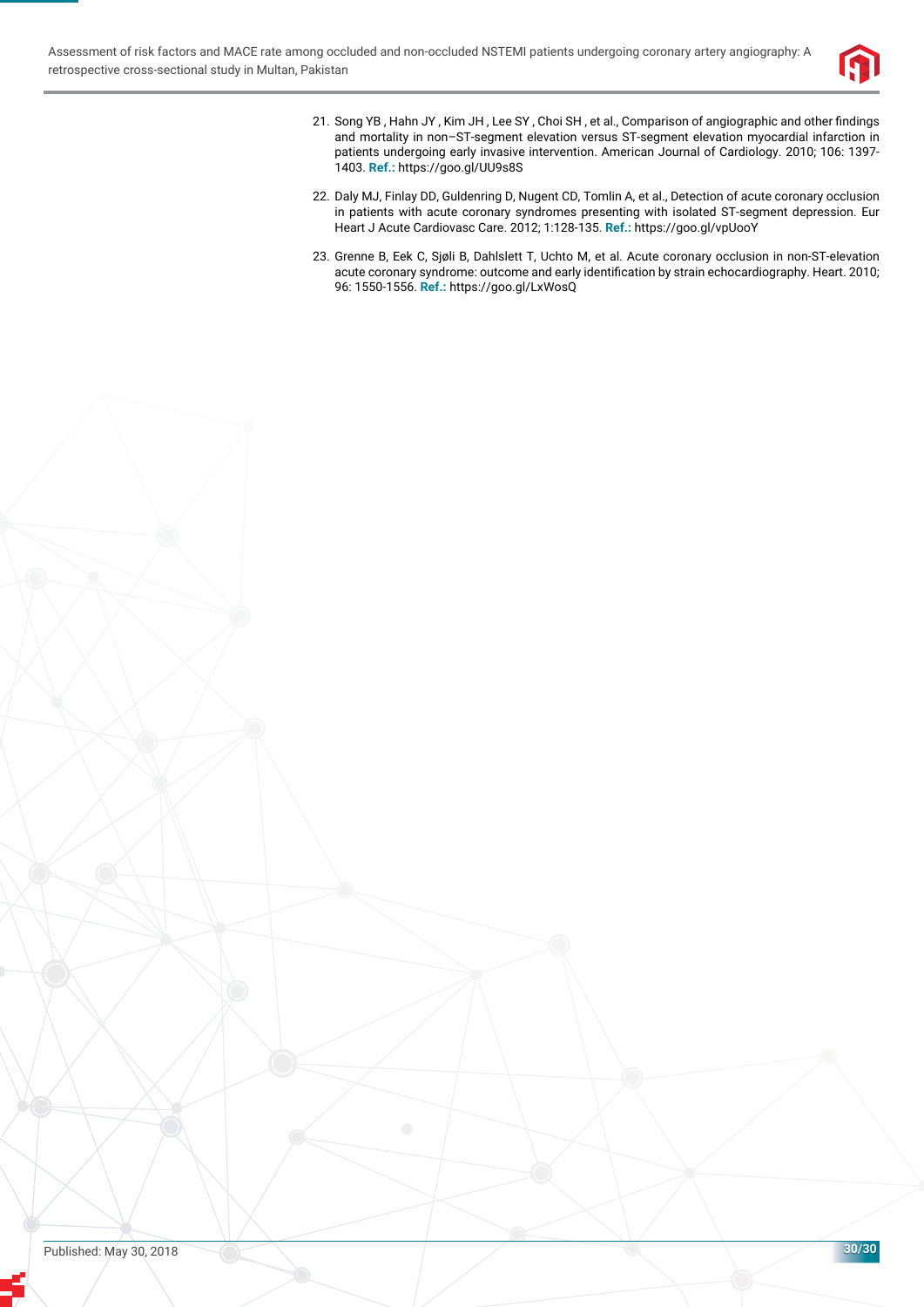21. Song YB , Hahn JY , Kim JH , Lee SY , Choi SH , et al., Comparison of angiographic and other findings and mortality in non–ST-segment elevation versus ST-segment elevation myocardial infarction in patients undergoing early invasive intervention. American Journal of Cardiology. 2010; 106: 1397-1403. **Ref.:** https://goo.gl/UU9s8S

22. Daly MJ, Finlay DD, Guldenring D, Nugent CD, Tomlin A, et al., Detection of acute coronary occlusion in patients with acute coronary syndromes presenting with isolated ST-segment depression. Eur Heart J Acute Cardiovasc Care. 2012; 1:128-135. **Ref.:** https://goo.gl/vpUooY

23. Grenne B, Eek C, Sjøli B, Dahlslett T, Uchto M, et al. Acute coronary occlusion in non-ST-elevation acute coronary syndrome: outcome and early identification by strain echocardiography. Heart. 2010; 96: 1550-1556. **Ref.:** https://goo.gl/LxWosQ